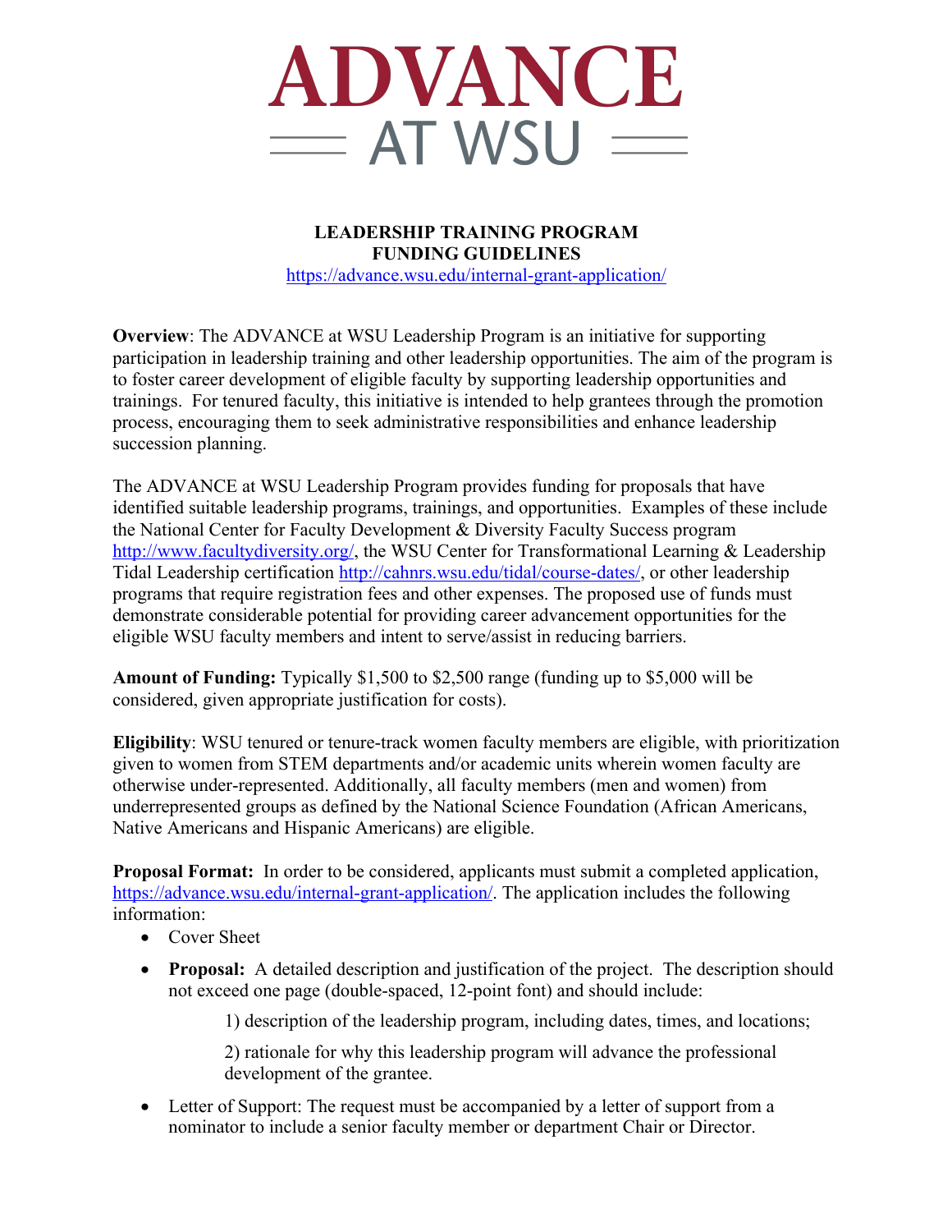# ADVANCE AT WSU

## LEADERSHIP TRAINING PROGRAM
## FUNDING GUIDELINES

https://advance.wsu.edu/internal-grant-application/

**Overview**: The ADVANCE at WSU Leadership Program is an initiative for supporting participation in leadership training and other leadership opportunities. The aim of the program is to foster career development of eligible faculty by supporting leadership opportunities and trainings. For tenured faculty, this initiative is intended to help grantees through the promotion process, encouraging them to seek administrative responsibilities and enhance leadership succession planning.

The ADVANCE at WSU Leadership Program provides funding for proposals that have identified suitable leadership programs, trainings, and opportunities. Examples of these include the National Center for Faculty Development & Diversity Faculty Success program http://www.facultydiversity.org/, the WSU Center for Transformational Learning & Leadership Tidal Leadership certification http://cahnrs.wsu.edu/tidal/course-dates/, or other leadership programs that require registration fees and other expenses. The proposed use of funds must demonstrate considerable potential for providing career advancement opportunities for the eligible WSU faculty members and intent to serve/assist in reducing barriers.

**Amount of Funding:** Typically $1,500 to $2,500 range (funding up to $5,000 will be considered, given appropriate justification for costs).

**Eligibility**: WSU tenured or tenure-track women faculty members are eligible, with prioritization given to women from STEM departments and/or academic units wherein women faculty are otherwise under-represented. Additionally, all faculty members (men and women) from underrepresented groups as defined by the National Science Foundation (African Americans, Native Americans and Hispanic Americans) are eligible.

**Proposal Format:** In order to be considered, applicants must submit a completed application, https://advance.wsu.edu/internal-grant-application/. The application includes the following information:

- Cover Sheet
- **Proposal:** A detailed description and justification of the project. The description should not exceed one page (double-spaced, 12-point font) and should include:

    1) description of the leadership program, including dates, times, and locations;

    2) rationale for why this leadership program will advance the professional development of the grantee.

- Letter of Support: The request must be accompanied by a letter of support from a nominator to include a senior faculty member or department Chair or Director.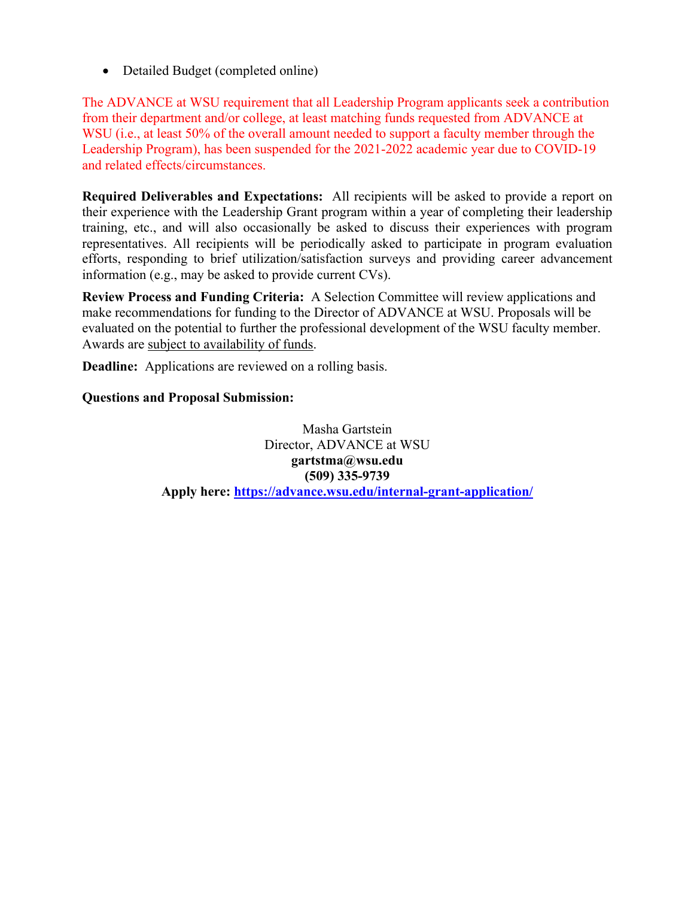- Detailed Budget (completed online)

The ADVANCE at WSU requirement that all Leadership Program applicants seek a contribution from their department and/or college, at least matching funds requested from ADVANCE at WSU (i.e., at least 50% of the overall amount needed to support a faculty member through the Leadership Program), has been suspended for the 2021-2022 academic year due to COVID-19 and related effects/circumstances.

**Required Deliverables and Expectations:** All recipients will be asked to provide a report on their experience with the Leadership Grant program within a year of completing their leadership training, etc., and will also occasionally be asked to discuss their experiences with program representatives. All recipients will be periodically asked to participate in program evaluation efforts, responding to brief utilization/satisfaction surveys and providing career advancement information (e.g., may be asked to provide current CVs).

**Review Process and Funding Criteria:** A Selection Committee will review applications and make recommendations for funding to the Director of ADVANCE at WSU. Proposals will be evaluated on the potential to further the professional development of the WSU faculty member. Awards are subject to availability of funds.

**Deadline:** Applications are reviewed on a rolling basis.

**Questions and Proposal Submission:**

Masha Gartstein
Director, ADVANCE at WSU
**gartstma@wsu.edu**
**(509) 335-9739**
**Apply here: https://advance.wsu.edu/internal-grant-application/**